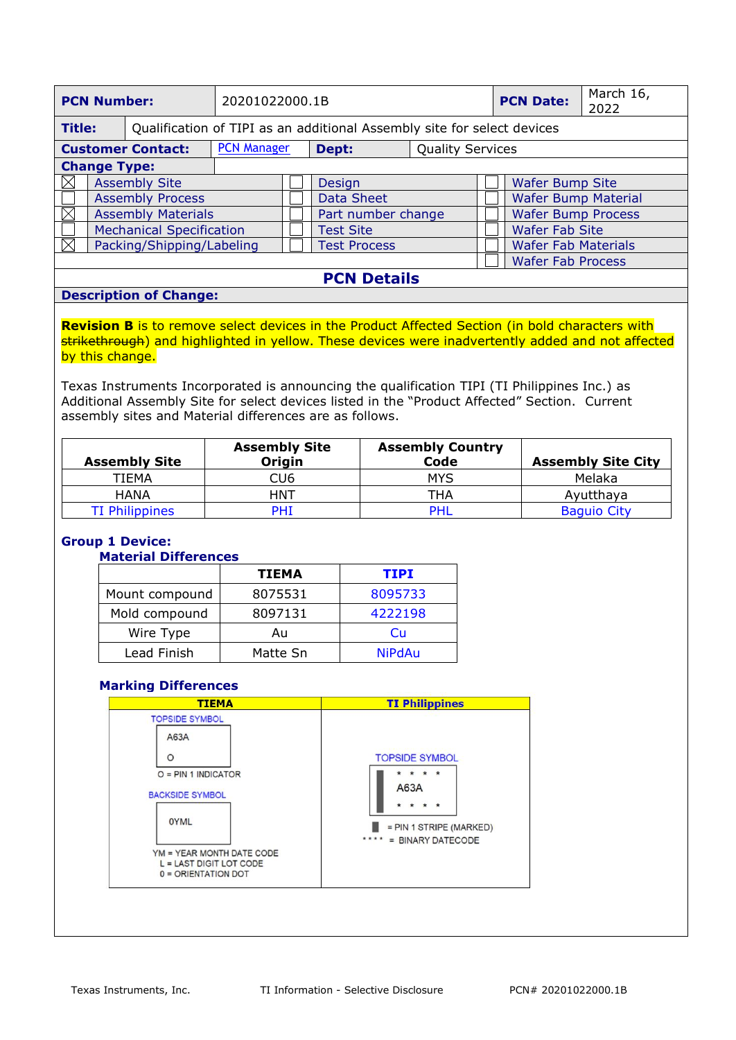| **PCN Number:** | 20201022000.1B | **PCN Date:** | March 16, 2022 |
|---|---|---|---|

**Title:** Qualification of TIPI as an additional Assembly site for select devices

| **Customer Contact:** | PCN Manager | **Dept:** | Quality Services |
|---|---|---|---|

**Change Type:**

| | | | | | |
|---|---|---|---|---|---|
| ☒ | Assembly Site | ☐ | Design | ☐ | Wafer Bump Site |
| ☐ | Assembly Process | ☐ | Data Sheet | ☐ | Wafer Bump Material |
| ☒ | Assembly Materials | ☐ | Part number change | ☐ | Wafer Bump Process |
| ☐ | Mechanical Specification | ☐ | Test Site | ☐ | Wafer Fab Site |
| ☒ | Packing/Shipping/Labeling | ☐ | Test Process | ☐ | Wafer Fab Materials |
| | | | | ☐ | Wafer Fab Process |

## PCN Details

### Description of Change:

**Revision B** is to remove select devices in the Product Affected Section (in bold characters with ~~strikethrough~~) and highlighted in yellow. These devices were inadvertently added and not affected by this change.

Texas Instruments Incorporated is announcing the qualification TIPI (TI Philippines Inc.) as Additional Assembly Site for select devices listed in the "Product Affected" Section. Current assembly sites and Material differences are as follows.

| Assembly Site | Assembly Site Origin | Assembly Country Code | Assembly Site City |
|---|---|---|---|
| TIEMA | CU6 | MYS | Melaka |
| HANA | HNT | THA | Ayutthaya |
| TI Philippines | PHI | PHL | Baguio City |

**Group 1 Device:**

**Material Differences**

| | TIEMA | TIPI |
|---|---|---|
| Mount compound | 8075531 | 8095733 |
| Mold compound | 8097131 | 4222198 |
| Wire Type | Au | Cu |
| Lead Finish | Matte Sn | NiPdAu |

**Marking Differences**

| TIEMA | TI Philippines |
|---|---|
| TOPSIDE SYMBOL: A63A / O<br>O = PIN 1 INDICATOR<br>BACKSIDE SYMBOL: 0YML<br>YM = YEAR MONTH DATE CODE<br>L = LAST DIGIT LOT CODE<br>0 = ORIENTATION DOT | TOPSIDE SYMBOL: * * * * / A63A / * * * *<br>▌ = PIN 1 STRIPE (MARKED)<br>* * * * = BINARY DATECODE |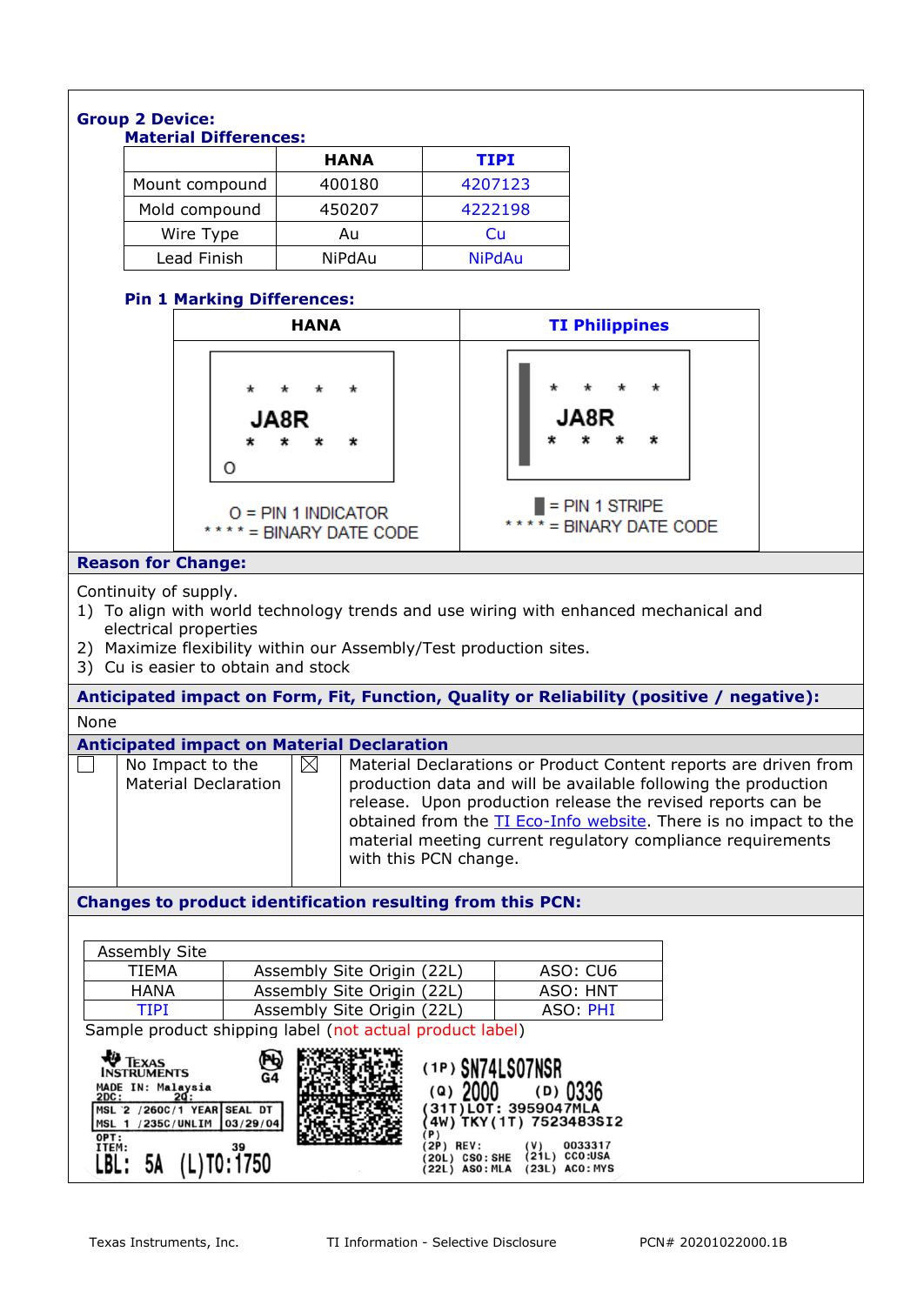**Group 2 Device:**

**Material Differences:**

| | HANA | TIPI |
|---|---|---|
| Mount compound | 400180 | 4207123 |
| Mold compound | 450207 | 4222198 |
| Wire Type | Au | Cu |
| Lead Finish | NiPdAu | NiPdAu |

**Pin 1 Marking Differences:**

| HANA | TI Philippines |
|---|---|
| * * * * JA8R * * * * O | * * * * JA8R * * * * |
| O = PIN 1 INDICATOR<br>* * * * = BINARY DATE CODE | ▮ = PIN 1 STRIPE<br>* * * * = BINARY DATE CODE |

**Reason for Change:**

Continuity of supply.

1) To align with world technology trends and use wiring with enhanced mechanical and electrical properties
2) Maximize flexibility within our Assembly/Test production sites.
3) Cu is easier to obtain and stock

**Anticipated impact on Form, Fit, Function, Quality or Reliability (positive / negative):**

None

**Anticipated impact on Material Declaration**

| | | | |
|---|---|---|---|
| ☐ | No Impact to the Material Declaration | ☒ | Material Declarations or Product Content reports are driven from production data and will be available following the production release. Upon production release the revised reports can be obtained from the TI Eco-Info website. There is no impact to the material meeting current regulatory compliance requirements with this PCN change. |

**Changes to product identification resulting from this PCN:**

| Assembly Site | | |
|---|---|---|
| TIEMA | Assembly Site Origin (22L) | ASO: CU6 |
| HANA | Assembly Site Origin (22L) | ASO: HNT |
| TIPI | Assembly Site Origin (22L) | ASO: PHI |

Sample product shipping label (not actual product label)

TEXAS INSTRUMENTS
MADE IN: Malaysia
2DC: 20:
MSL 2 /260C/1 YEAR | SEAL DT
MSL 1 /235C/UNLIM | 03/29/04
OPT:
ITEM: 39
LBL: 5A (L)T0:1750
G4

(1P) SN74LS07NSR
(Q) 2000 (D) 0336
(31T)LOT: 3959047MLA
(4W) TKY(1T) 7523483SI2
(P)
(2P) REV: (V) 0033317
(20L) CSO:SHE (21L) CCO:USA
(22L) ASO:MLA (23L) ACO:MYS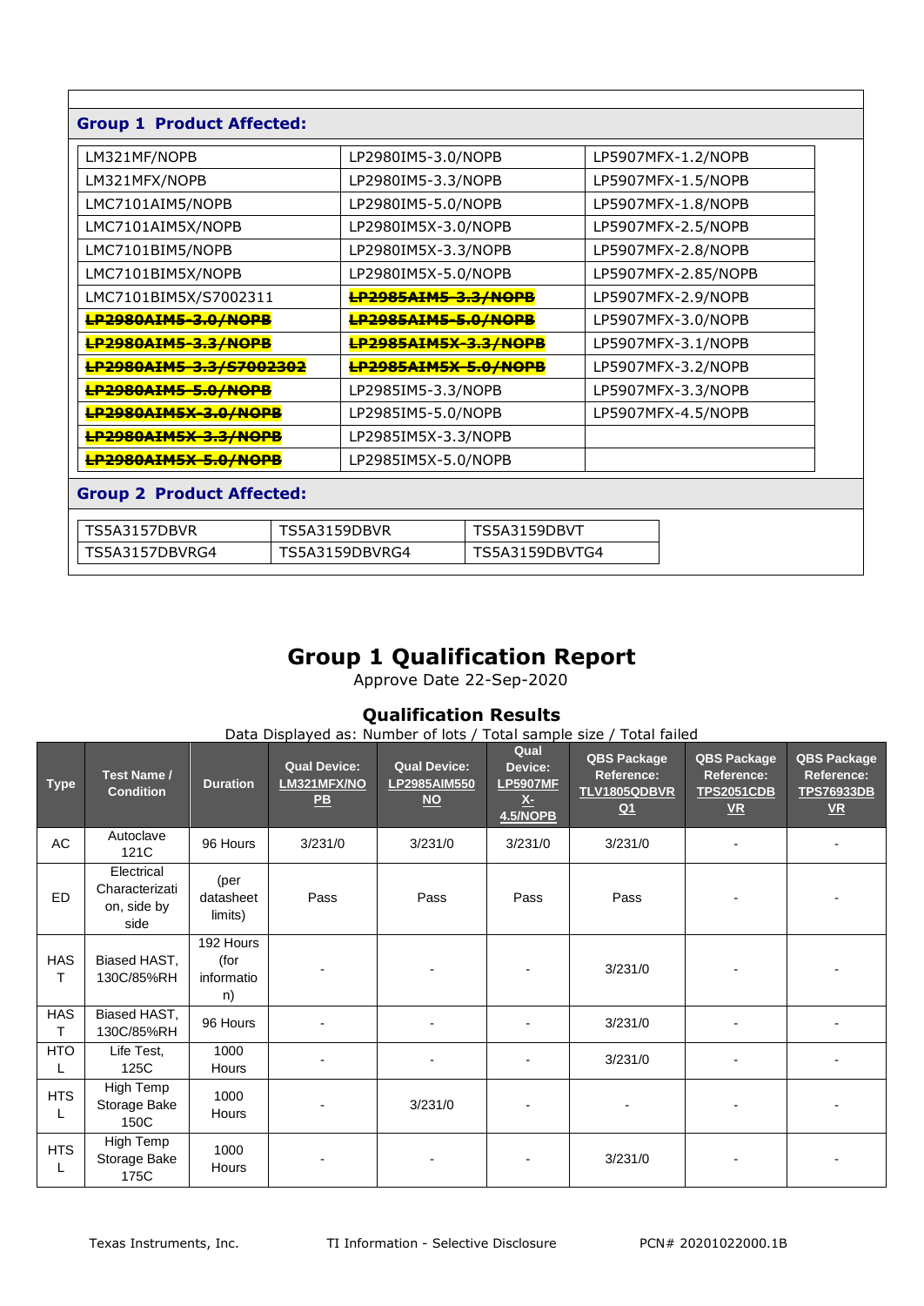## Group 1 Product Affected:

| | | |
|---|---|---|
| LM321MF/NOPB | LP2980IM5-3.0/NOPB | LP5907MFX-1.2/NOPB |
| LM321MFX/NOPB | LP2980IM5-3.3/NOPB | LP5907MFX-1.5/NOPB |
| LMC7101AIM5/NOPB | LP2980IM5-5.0/NOPB | LP5907MFX-1.8/NOPB |
| LMC7101AIM5X/NOPB | LP2980IM5X-3.0/NOPB | LP5907MFX-2.5/NOPB |
| LMC7101BIM5/NOPB | LP2980IM5X-3.3/NOPB | LP5907MFX-2.8/NOPB |
| LMC7101BIM5X/NOPB | LP2980IM5X-5.0/NOPB | LP5907MFX-2.85/NOPB |
| LMC7101BIM5X/S7002311 | ~~LP2985AIM5-3.3/NOPB~~ | LP5907MFX-2.9/NOPB |
| ~~LP2980AIM5-3.0/NOPB~~ | ~~LP2985AIM5-5.0/NOPB~~ | LP5907MFX-3.0/NOPB |
| ~~LP2980AIM5-3.3/NOPB~~ | ~~LP2985AIM5X-3.3/NOPB~~ | LP5907MFX-3.1/NOPB |
| ~~LP2980AIM5-3.3/S7002302~~ | ~~LP2985AIM5X-5.0/NOPB~~ | LP5907MFX-3.2/NOPB |
| ~~LP2980AIM5-5.0/NOPB~~ | LP2985IM5-3.3/NOPB | LP5907MFX-3.3/NOPB |
| ~~LP2980AIM5X-3.0/NOPB~~ | LP2985IM5-5.0/NOPB | LP5907MFX-4.5/NOPB |
| ~~LP2980AIM5X-3.3/NOPB~~ | LP2985IM5X-3.3/NOPB | |
| ~~LP2980AIM5X-5.0/NOPB~~ | LP2985IM5X-5.0/NOPB | |

## Group 2 Product Affected:

| | | |
|---|---|---|
| TS5A3157DBVR | TS5A3159DBVR | TS5A3159DBVT |
| TS5A3157DBVRG4 | TS5A3159DBVRG4 | TS5A3159DBVTG4 |

# Group 1 Qualification Report

Approve Date 22-Sep-2020

### Qualification Results

Data Displayed as: Number of lots / Total sample size / Total failed

| Type | Test Name / Condition | Duration | Qual Device: LM321MFX/NOPB | Qual Device: LP2985AIM550NO | Qual Device: LP5907MFX-4.5/NOPB | QBS Package Reference: TLV1805QDBVRQ1 | QBS Package Reference: TPS2051CDBVR | QBS Package Reference: TPS76933DBVR |
|---|---|---|---|---|---|---|---|---|
| AC | Autoclave 121C | 96 Hours | 3/231/0 | 3/231/0 | 3/231/0 | 3/231/0 | - | - |
| ED | Electrical Characterization, side by side | (per datasheet limits) | Pass | Pass | Pass | Pass | - | - |
| HAST | Biased HAST, 130C/85%RH | 192 Hours (for information) | - | - | - | 3/231/0 | - | - |
| HAST | Biased HAST, 130C/85%RH | 96 Hours | - | - | - | 3/231/0 | - | - |
| HTOL | Life Test, 125C | 1000 Hours | - | - | - | 3/231/0 | - | - |
| HTSL | High Temp Storage Bake 150C | 1000 Hours | - | 3/231/0 | - | - | - | - |
| HTSL | High Temp Storage Bake 175C | 1000 Hours | - | - | - | 3/231/0 | - | - |

Texas Instruments, Inc. TI Information - Selective Disclosure PCN# 20201022000.1B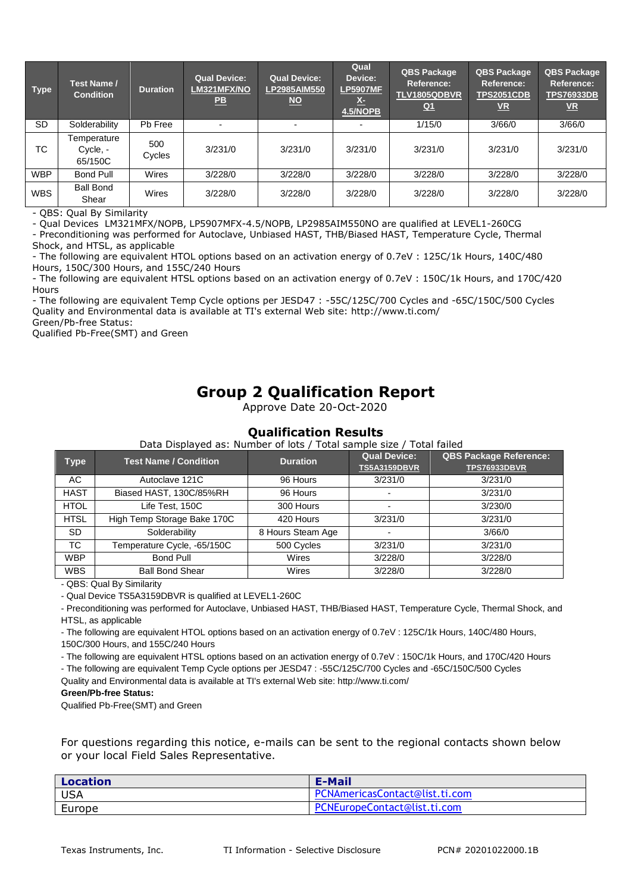| Type | Test Name / Condition | Duration | Qual Device: LM321MFX/NOPB | Qual Device: LP2985AIM550NO | Qual Device: LP5907MFX-4.5/NOPB | QBS Package Reference: TLV1805QDBVRQ1 | QBS Package Reference: TPS2051CDBVR | QBS Package Reference: TPS76933DBVR |
|---|---|---|---|---|---|---|---|---|
| SD | Solderability | Pb Free | - | - | - | 1/15/0 | 3/66/0 | 3/66/0 |
| TC | Temperature Cycle, -65/150C | 500 Cycles | 3/231/0 | 3/231/0 | 3/231/0 | 3/231/0 | 3/231/0 | 3/231/0 |
| WBP | Bond Pull | Wires | 3/228/0 | 3/228/0 | 3/228/0 | 3/228/0 | 3/228/0 | 3/228/0 |
| WBS | Ball Bond Shear | Wires | 3/228/0 | 3/228/0 | 3/228/0 | 3/228/0 | 3/228/0 | 3/228/0 |

- QBS: Qual By Similarity
- Qual Devices LM321MFX/NOPB, LP5907MFX-4.5/NOPB, LP2985AIM550NO are qualified at LEVEL1-260CG
- Preconditioning was performed for Autoclave, Unbiased HAST, THB/Biased HAST, Temperature Cycle, Thermal Shock, and HTSL, as applicable
- The following are equivalent HTOL options based on an activation energy of 0.7eV : 125C/1k Hours, 140C/480 Hours, 150C/300 Hours, and 155C/240 Hours
- The following are equivalent HTSL options based on an activation energy of 0.7eV : 150C/1k Hours, and 170C/420 Hours
- The following are equivalent Temp Cycle options per JESD47 : -55C/125C/700 Cycles and -65C/150C/500 Cycles

Quality and Environmental data is available at TI's external Web site: http://www.ti.com/

Green/Pb-free Status:

Qualified Pb-Free(SMT) and Green

# Group 2 Qualification Report

Approve Date 20-Oct-2020

## Qualification Results

Data Displayed as: Number of lots / Total sample size / Total failed

| Type | Test Name / Condition | Duration | Qual Device: TS5A3159DBVR | QBS Package Reference: TPS76933DBVR |
|---|---|---|---|---|
| AC | Autoclave 121C | 96 Hours | 3/231/0 | 3/231/0 |
| HAST | Biased HAST, 130C/85%RH | 96 Hours | - | 3/231/0 |
| HTOL | Life Test, 150C | 300 Hours | - | 3/230/0 |
| HTSL | High Temp Storage Bake 170C | 420 Hours | 3/231/0 | 3/231/0 |
| SD | Solderability | 8 Hours Steam Age | - | 3/66/0 |
| TC | Temperature Cycle, -65/150C | 500 Cycles | 3/231/0 | 3/231/0 |
| WBP | Bond Pull | Wires | 3/228/0 | 3/228/0 |
| WBS | Ball Bond Shear | Wires | 3/228/0 | 3/228/0 |

- QBS: Qual By Similarity
- Qual Device TS5A3159DBVR is qualified at LEVEL1-260C
- Preconditioning was performed for Autoclave, Unbiased HAST, THB/Biased HAST, Temperature Cycle, Thermal Shock, and HTSL, as applicable
- The following are equivalent HTOL options based on an activation energy of 0.7eV : 125C/1k Hours, 140C/480 Hours, 150C/300 Hours, and 155C/240 Hours
- The following are equivalent HTSL options based on an activation energy of 0.7eV : 150C/1k Hours, and 170C/420 Hours
- The following are equivalent Temp Cycle options per JESD47 : -55C/125C/700 Cycles and -65C/150C/500 Cycles

Quality and Environmental data is available at TI's external Web site: http://www.ti.com/

**Green/Pb-free Status:**

Qualified Pb-Free(SMT) and Green

For questions regarding this notice, e-mails can be sent to the regional contacts shown below or your local Field Sales Representative.

| Location | E-Mail |
|---|---|
| USA | PCNAmericasContact@list.ti.com |
| Europe | PCNEuropeContact@list.ti.com |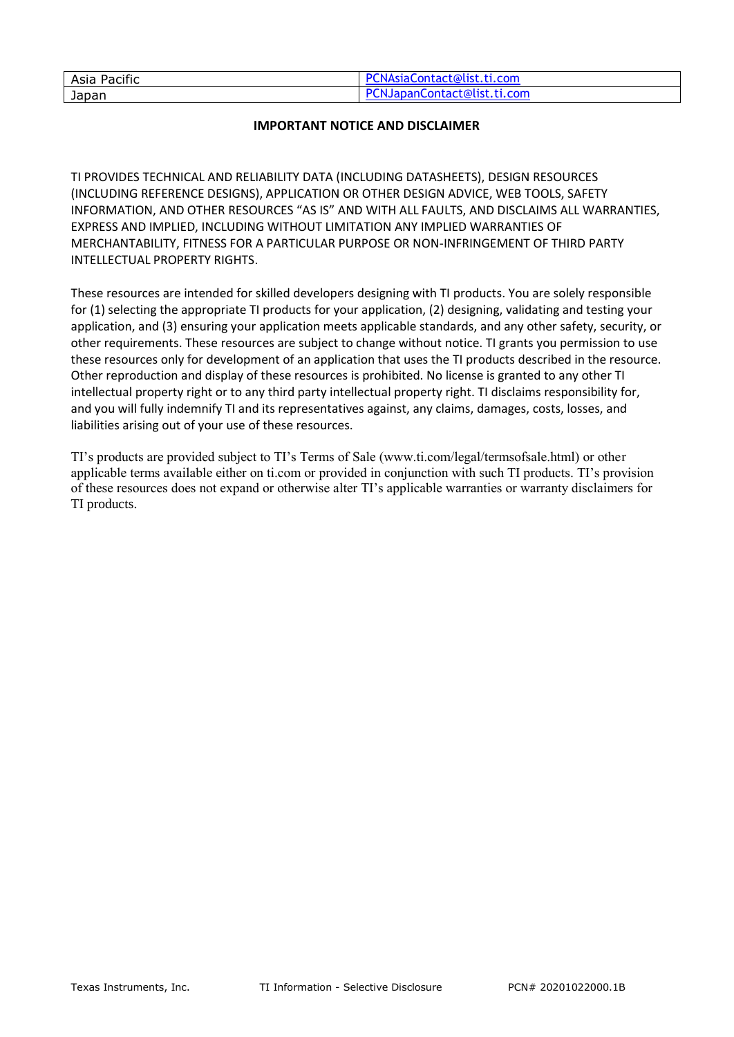| | |
|---|---|
| Asia Pacific | PCNAsiaContact@list.ti.com |
| Japan | PCNJapanContact@list.ti.com |

**IMPORTANT NOTICE AND DISCLAIMER**

TI PROVIDES TECHNICAL AND RELIABILITY DATA (INCLUDING DATASHEETS), DESIGN RESOURCES (INCLUDING REFERENCE DESIGNS), APPLICATION OR OTHER DESIGN ADVICE, WEB TOOLS, SAFETY INFORMATION, AND OTHER RESOURCES "AS IS" AND WITH ALL FAULTS, AND DISCLAIMS ALL WARRANTIES, EXPRESS AND IMPLIED, INCLUDING WITHOUT LIMITATION ANY IMPLIED WARRANTIES OF MERCHANTABILITY, FITNESS FOR A PARTICULAR PURPOSE OR NON-INFRINGEMENT OF THIRD PARTY INTELLECTUAL PROPERTY RIGHTS.

These resources are intended for skilled developers designing with TI products. You are solely responsible for (1) selecting the appropriate TI products for your application, (2) designing, validating and testing your application, and (3) ensuring your application meets applicable standards, and any other safety, security, or other requirements. These resources are subject to change without notice. TI grants you permission to use these resources only for development of an application that uses the TI products described in the resource. Other reproduction and display of these resources is prohibited. No license is granted to any other TI intellectual property right or to any third party intellectual property right. TI disclaims responsibility for, and you will fully indemnify TI and its representatives against, any claims, damages, costs, losses, and liabilities arising out of your use of these resources.

TI's products are provided subject to TI's Terms of Sale (www.ti.com/legal/termsofsale.html) or other applicable terms available either on ti.com or provided in conjunction with such TI products. TI's provision of these resources does not expand or otherwise alter TI's applicable warranties or warranty disclaimers for TI products.